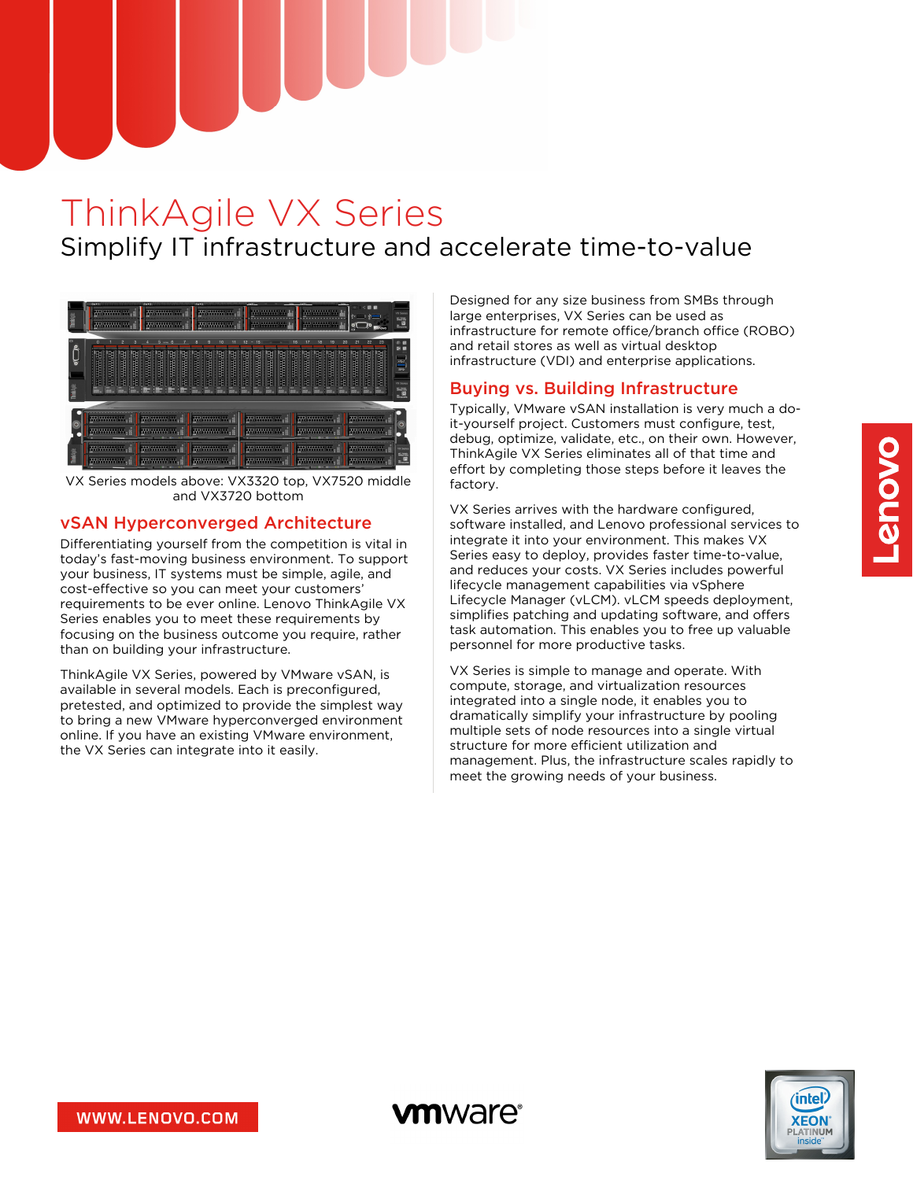# ThinkAgile VX Series

## Simplify IT infrastructure and accelerate time-to-value

VX Series models above: VX3320 top, VX7520 middle and VX3720 bottom

### vSAN Hyperconverged Architecture

Differentiating yourself from the competition is vital in today's fast-moving business environment. To support your business, IT systems must be simple, agile, and cost-effective so you can meet your customers' requirements to be ever online. Lenovo ThinkAgile VX Series enables you to meet these requirements by focusing on the business outcome you require, rather than on building your infrastructure.

ThinkAgile VX Series, powered by VMware vSAN, is available in several models. Each is preconfigured, pretested, and optimized to provide the simplest way to bring a new VMware hyperconverged environment online. If you have an existing VMware environment, the VX Series can integrate into it easily.

Designed for any size business from SMBs through large enterprises, VX Series can be used as infrastructure for remote office/branch office (ROBO) and retail stores as well as virtual desktop infrastructure (VDI) and enterprise applications.

### Buying vs. Building Infrastructure

Typically, VMware vSAN installation is very much a do-it-yourself project. Customers must configure, test, debug, optimize, validate, etc., on their own. However, ThinkAgile VX Series eliminates all of that time and effort by completing those steps before it leaves the factory.

VX Series arrives with the hardware configured, software installed, and Lenovo professional services to integrate it into your environment. This makes VX Series easy to deploy, provides faster time-to-value, and reduces your costs. VX Series includes powerful lifecycle management capabilities via vSphere Lifecycle Manager (vLCM). vLCM speeds deployment, simplifies patching and updating software, and offers task automation. This enables you to free up valuable personnel for more productive tasks.

VX Series is simple to manage and operate. With compute, storage, and virtualization resources integrated into a single node, it enables you to dramatically simplify your infrastructure by pooling multiple sets of node resources into a single virtual structure for more efficient utilization and management. Plus, the infrastructure scales rapidly to meet the growing needs of your business.

WWW.LENOVO.COM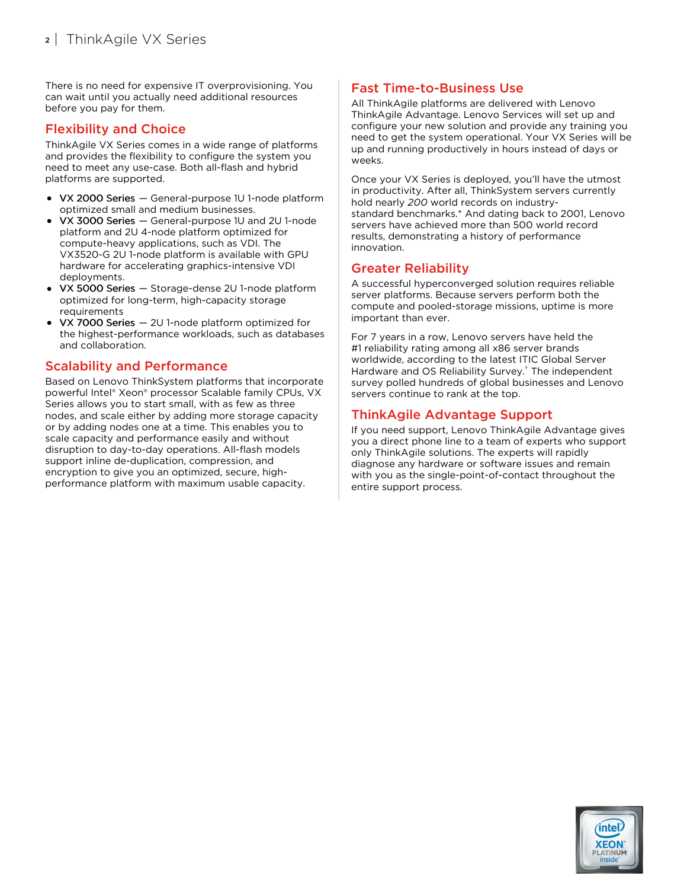There is no need for expensive IT overprovisioning. You can wait until you actually need additional resources before you pay for them.

## Flexibility and Choice

ThinkAgile VX Series comes in a wide range of platforms and provides the flexibility to configure the system you need to meet any use-case. Both all-flash and hybrid platforms are supported.

- VX 2000 Series — General-purpose 1U 1-node platform optimized small and medium businesses.
- VX 3000 Series — General-purpose 1U and 2U 1-node platform and 2U 4-node platform optimized for compute-heavy applications, such as VDI. The VX3520-G 2U 1-node platform is available with GPU hardware for accelerating graphics-intensive VDI deployments.
- VX 5000 Series — Storage-dense 2U 1-node platform optimized for long-term, high-capacity storage requirements
- VX 7000 Series — 2U 1-node platform optimized for the highest-performance workloads, such as databases and collaboration.

## Scalability and Performance

Based on Lenovo ThinkSystem platforms that incorporate powerful Intel® Xeon® processor Scalable family CPUs, VX Series allows you to start small, with as few as three nodes, and scale either by adding more storage capacity or by adding nodes one at a time. This enables you to scale capacity and performance easily and without disruption to day-to-day operations. All-flash models support inline de-duplication, compression, and encryption to give you an optimized, secure, high-performance platform with maximum usable capacity.

## Fast Time-to-Business Use

All ThinkAgile platforms are delivered with Lenovo ThinkAgile Advantage. Lenovo Services will set up and configure your new solution and provide any training you need to get the system operational. Your VX Series will be up and running productively in hours instead of days or weeks.

Once your VX Series is deployed, you'll have the utmost in productivity. After all, ThinkSystem servers currently hold nearly *200* world records on industry-standard benchmarks.* And dating back to 2001, Lenovo servers have achieved more than 500 world record results, demonstrating a history of performance innovation.

## Greater Reliability

A successful hyperconverged solution requires reliable server platforms. Because servers perform both the compute and pooled-storage missions, uptime is more important than ever.

For 7 years in a row, Lenovo servers have held the #1 reliability rating among all x86 server brands worldwide, according to the latest ITIC Global Server Hardware and OS Reliability Survey.[†] The independent survey polled hundreds of global businesses and Lenovo servers continue to rank at the top.

## ThinkAgile Advantage Support

If you need support, Lenovo ThinkAgile Advantage gives you a direct phone line to a team of experts who support only ThinkAgile solutions. The experts will rapidly diagnose any hardware or software issues and remain with you as the single-point-of-contact throughout the entire support process.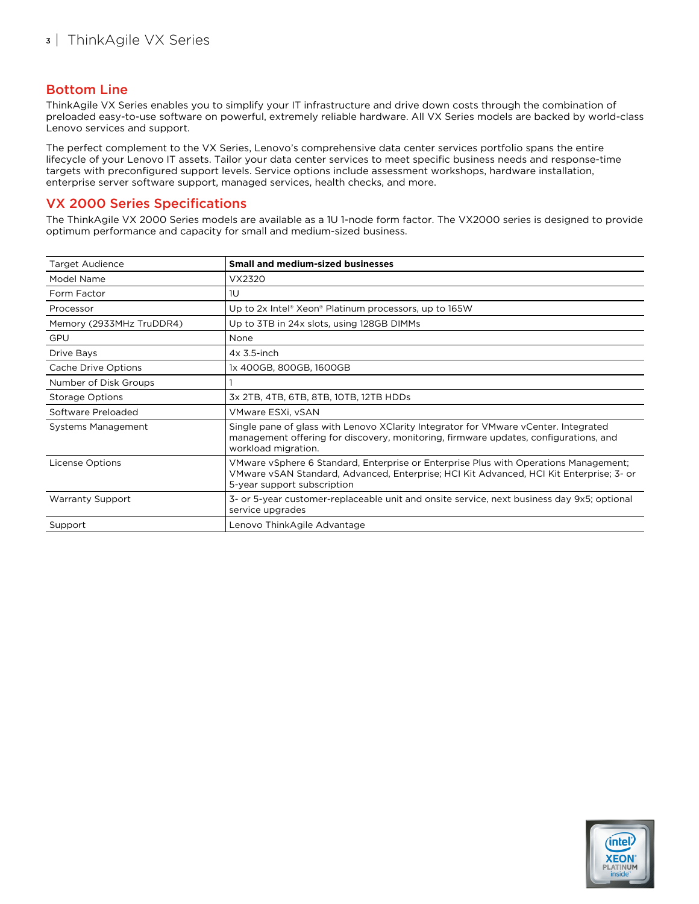## Bottom Line

ThinkAgile VX Series enables you to simplify your IT infrastructure and drive down costs through the combination of preloaded easy-to-use software on powerful, extremely reliable hardware. All VX Series models are backed by world-class Lenovo services and support.

The perfect complement to the VX Series, Lenovo's comprehensive data center services portfolio spans the entire lifecycle of your Lenovo IT assets. Tailor your data center services to meet specific business needs and response-time targets with preconfigured support levels. Service options include assessment workshops, hardware installation, enterprise server software support, managed services, health checks, and more.

## VX 2000 Series Specifications

The ThinkAgile VX 2000 Series models are available as a 1U 1-node form factor. The VX2000 series is designed to provide optimum performance and capacity for small and medium-sized business.

| Target Audience | **Small and medium-sized businesses** |
|---|---|
| Model Name | VX2320 |
| Form Factor | 1U |
| Processor | Up to 2x Intel® Xeon® Platinum processors, up to 165W |
| Memory (2933MHz TruDDR4) | Up to 3TB in 24x slots, using 128GB DIMMs |
| GPU | None |
| Drive Bays | 4x 3.5-inch |
| Cache Drive Options | 1x 400GB, 800GB, 1600GB |
| Number of Disk Groups | 1 |
| Storage Options | 3x 2TB, 4TB, 6TB, 8TB, 10TB, 12TB HDDs |
| Software Preloaded | VMware ESXi, vSAN |
| Systems Management | Single pane of glass with Lenovo XClarity Integrator for VMware vCenter. Integrated management offering for discovery, monitoring, firmware updates, configurations, and workload migration. |
| License Options | VMware vSphere 6 Standard, Enterprise or Enterprise Plus with Operations Management; VMware vSAN Standard, Advanced, Enterprise; HCI Kit Advanced, HCI Kit Enterprise; 3- or 5-year support subscription |
| Warranty Support | 3- or 5-year customer-replaceable unit and onsite service, next business day 9x5; optional service upgrades |
| Support | Lenovo ThinkAgile Advantage |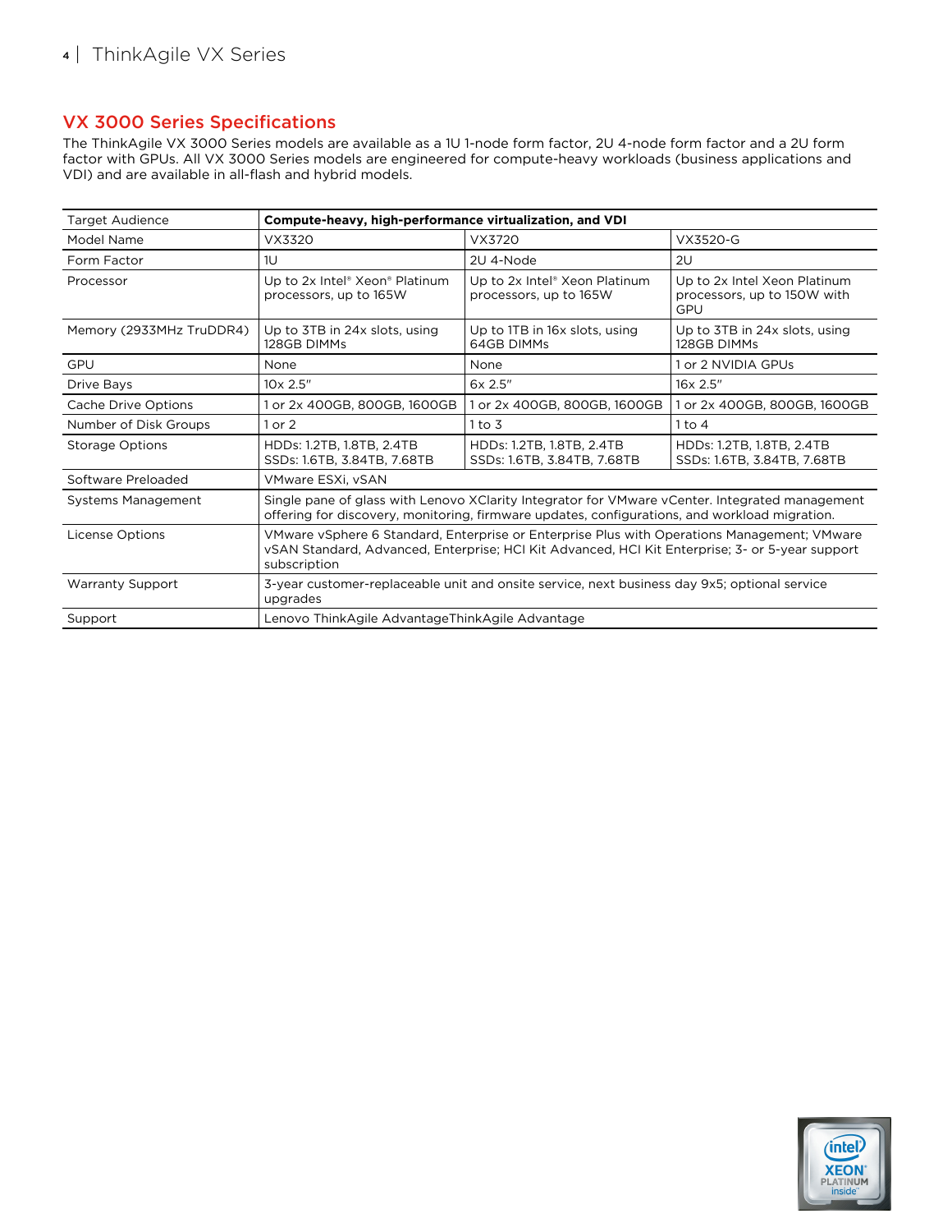## VX 3000 Series Specifications

The ThinkAgile VX 3000 Series models are available as a 1U 1-node form factor, 2U 4-node form factor and a 2U form factor with GPUs. All VX 3000 Series models are engineered for compute-heavy workloads (business applications and VDI) and are available in all-flash and hybrid models.

| Target Audience | **Compute-heavy, high-performance virtualization, and VDI** | | |
|---|---|---|---|
| Model Name | VX3320 | VX3720 | VX3520-G |
| Form Factor | 1U | 2U 4-Node | 2U |
| Processor | Up to 2x Intel® Xeon® Platinum processors, up to 165W | Up to 2x Intel® Xeon Platinum processors, up to 165W | Up to 2x Intel Xeon Platinum processors, up to 150W with GPU |
| Memory (2933MHz TruDDR4) | Up to 3TB in 24x slots, using 128GB DIMMs | Up to 1TB in 16x slots, using 64GB DIMMs | Up to 3TB in 24x slots, using 128GB DIMMs |
| GPU | None | None | 1 or 2 NVIDIA GPUs |
| Drive Bays | 10x 2.5" | 6x 2.5" | 16x 2.5" |
| Cache Drive Options | 1 or 2x 400GB, 800GB, 1600GB | 1 or 2x 400GB, 800GB, 1600GB | 1 or 2x 400GB, 800GB, 1600GB |
| Number of Disk Groups | 1 or 2 | 1 to 3 | 1 to 4 |
| Storage Options | HDDs: 1.2TB, 1.8TB, 2.4TB<br>SSDs: 1.6TB, 3.84TB, 7.68TB | HDDs: 1.2TB, 1.8TB, 2.4TB<br>SSDs: 1.6TB, 3.84TB, 7.68TB | HDDs: 1.2TB, 1.8TB, 2.4TB<br>SSDs: 1.6TB, 3.84TB, 7.68TB |
| Software Preloaded | VMware ESXi, vSAN | | |
| Systems Management | Single pane of glass with Lenovo XClarity Integrator for VMware vCenter. Integrated management offering for discovery, monitoring, firmware updates, configurations, and workload migration. | | |
| License Options | VMware vSphere 6 Standard, Enterprise or Enterprise Plus with Operations Management; VMware vSAN Standard, Advanced, Enterprise; HCI Kit Advanced, HCI Kit Enterprise; 3- or 5-year support subscription | | |
| Warranty Support | 3-year customer-replaceable unit and onsite service, next business day 9x5; optional service upgrades | | |
| Support | Lenovo ThinkAgile AdvantageThinkAgile Advantage | | |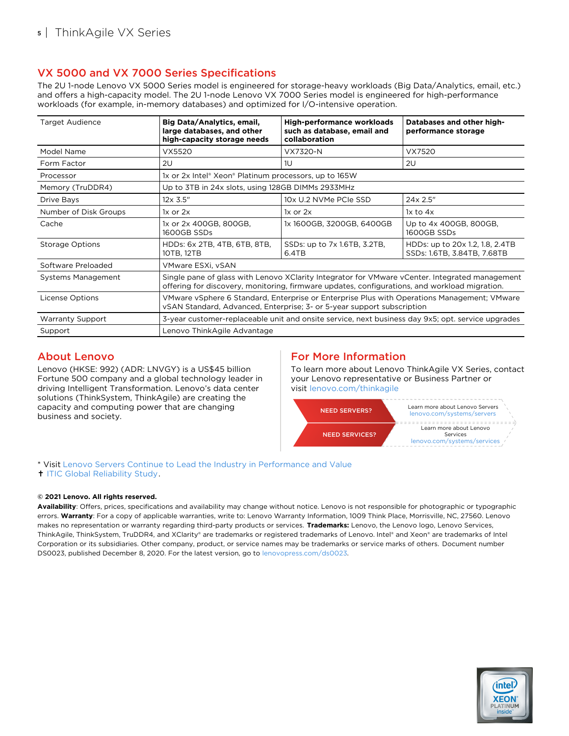## VX 5000 and VX 7000 Series Specifications

The 2U 1-node Lenovo VX 5000 Series model is engineered for storage-heavy workloads (Big Data/Analytics, email, etc.) and offers a high-capacity model. The 2U 1-node Lenovo VX 7000 Series model is engineered for high-performance workloads (for example, in-memory databases) and optimized for I/O-intensive operation.

| Target Audience | **Big Data/Analytics, email, large databases, and other high-capacity storage needs** | **High-performance workloads such as database, email and collaboration** | **Databases and other high-performance storage** |
|---|---|---|---|
| Model Name | VX5520 | VX7320-N | VX7520 |
| Form Factor | 2U | 1U | 2U |
| Processor | 1x or 2x Intel® Xeon® Platinum processors, up to 165W | | |
| Memory (TruDDR4) | Up to 3TB in 24x slots, using 128GB DIMMs 2933MHz | | |
| Drive Bays | 12x 3.5" | 10x U.2 NVMe PCIe SSD | 24x 2.5" |
| Number of Disk Groups | 1x or 2x | 1x or 2x | 1x to 4x |
| Cache | 1x or 2x 400GB, 800GB, 1600GB SSDs | 1x 1600GB, 3200GB, 6400GB | Up to 4x 400GB, 800GB, 1600GB SSDs |
| Storage Options | HDDs: 6x 2TB, 4TB, 6TB, 8TB, 10TB, 12TB | SSDs: up to 7x 1.6TB, 3.2TB, 6.4TB | HDDs: up to 20x 1.2, 1.8, 2.4TB SSDs: 1.6TB, 3.84TB, 7.68TB |
| Software Preloaded | VMware ESXi, vSAN | | |
| Systems Management | Single pane of glass with Lenovo XClarity Integrator for VMware vCenter. Integrated management offering for discovery, monitoring, firmware updates, configurations, and workload migration. | | |
| License Options | VMware vSphere 6 Standard, Enterprise or Enterprise Plus with Operations Management; VMware vSAN Standard, Advanced, Enterprise; 3- or 5-year support subscription | | |
| Warranty Support | 3-year customer-replaceable unit and onsite service, next business day 9x5; opt. service upgrades | | |
| Support | Lenovo ThinkAgile Advantage | | |

## About Lenovo

Lenovo (HKSE: 992) (ADR: LNVGY) is a US$45 billion Fortune 500 company and a global technology leader in driving Intelligent Transformation. Lenovo's data center solutions (ThinkSystem, ThinkAgile) are creating the capacity and computing power that are changing business and society.

## For More Information

To learn more about Lenovo ThinkAgile VX Series, contact your Lenovo representative or Business Partner or visit lenovo.com/thinkagile

NEED SERVERS? Learn more about Lenovo Servers lenovo.com/systems/servers

NEED SERVICES? Learn more about Lenovo Services lenovo.com/systems/services

* Visit Lenovo Servers Continue to Lead the Industry in Performance and Value

† ITIC Global Reliability Study.

**© 2021 Lenovo. All rights reserved.**

**Availability**: Offers, prices, specifications and availability may change without notice. Lenovo is not responsible for photographic or typographic errors. **Warranty**: For a copy of applicable warranties, write to: Lenovo Warranty Information, 1009 Think Place, Morrisville, NC, 27560. Lenovo makes no representation or warranty regarding third-party products or services. **Trademarks:** Lenovo, the Lenovo logo, Lenovo Services, ThinkAgile, ThinkSystem, TruDDR4, and XClarity® are trademarks or registered trademarks of Lenovo. Intel® and Xeon® are trademarks of Intel Corporation or its subsidiaries. Other company, product, or service names may be trademarks or service marks of others. Document number DS0023, published December 8, 2020. For the latest version, go to lenovopress.com/ds0023.